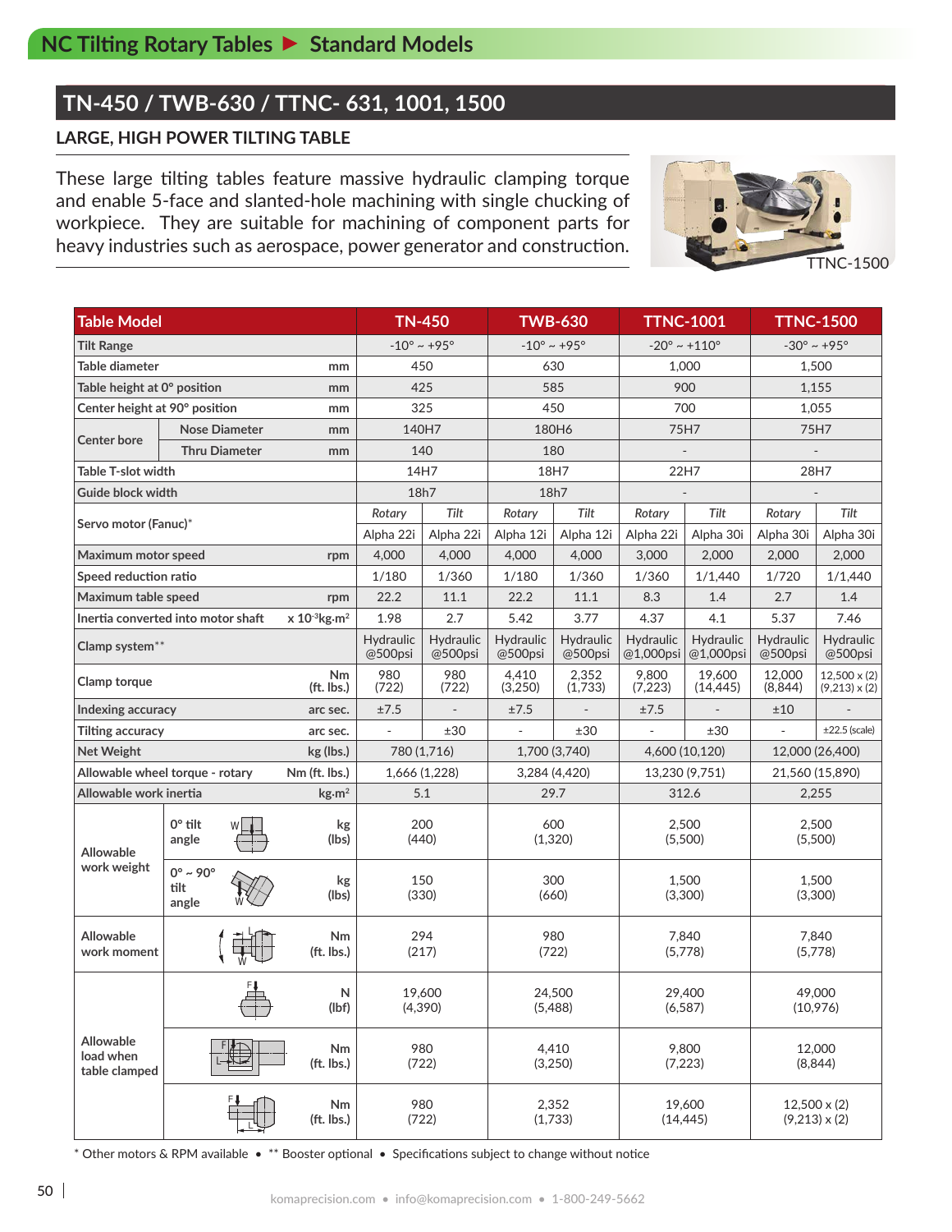## NC Tilting Rotary Tables ► Standard Models

# TN-450 / TWB-630 / TTNC- 631, 1001, 1500

### LARGE, HIGH POWER TILTING TABLE

These large tilting tables feature massive hydraulic clamping torque and enable 5-face and slanted-hole machining with single chucking of workpiece. They are suitable for machining of component parts for heavy industries such as aerospace, power generator and construction.

TTNC-1500

| Table Model | | | TN-450 | | TWB-630 | | TTNC-1001 | | TTNC-1500 | |
|---|---|---|---|---|---|---|---|---|---|---|
| Tilt Range | | | -10° ~ +95° | | -10° ~ +95° | | -20° ~ +110° | | -30° ~ +95° | |
| Table diameter | | mm | 450 | | 630 | | 1,000 | | 1,500 | |
| Table height at 0° position | | mm | 425 | | 585 | | 900 | | 1,155 | |
| Center height at 90° position | | mm | 325 | | 450 | | 700 | | 1,055 | |
| Center bore | Nose Diameter | mm | 140H7 | | 180H6 | | 75H7 | | 75H7 | |
| | Thru Diameter | mm | 140 | | 180 | | - | | - | |
| Table T-slot width | | | 14H7 | | 18H7 | | 22H7 | | 28H7 | |
| Guide block width | | | 18h7 | | 18h7 | | - | | - | |
| Servo motor (Fanuc)* | | | *Rotary* | *Tilt* | *Rotary* | *Tilt* | *Rotary* | *Tilt* | *Rotary* | *Tilt* |
| | | | Alpha 22i | Alpha 22i | Alpha 12i | Alpha 12i | Alpha 22i | Alpha 30i | Alpha 30i | Alpha 30i |
| Maximum motor speed | | rpm | 4,000 | 4,000 | 4,000 | 4,000 | 3,000 | 2,000 | 2,000 | 2,000 |
| Speed reduction ratio | | | 1/180 | 1/360 | 1/180 | 1/360 | 1/360 | 1/1,440 | 1/720 | 1/1,440 |
| Maximum table speed | | rpm | 22.2 | 11.1 | 22.2 | 11.1 | 8.3 | 1.4 | 2.7 | 1.4 |
| Inertia converted into motor shaft | | x $10^{-3}$kg·m² | 1.98 | 2.7 | 5.42 | 3.77 | 4.37 | 4.1 | 5.37 | 7.46 |
| Clamp system** | | | Hydraulic @500psi | Hydraulic @500psi | Hydraulic @500psi | Hydraulic @500psi | Hydraulic @1,000psi | Hydraulic @1,000psi | Hydraulic @500psi | Hydraulic @500psi |
| Clamp torque | | Nm (ft. lbs.) | 980 (722) | 980 (722) | 4,410 (3,250) | 2,352 (1,733) | 9,800 (7,223) | 19,600 (14,445) | 12,000 (8,844) | 12,500 x (2) (9,213) x (2) |
| Indexing accuracy | | arc sec. | ±7.5 | - | ±7.5 | - | ±7.5 | - | ±10 | - |
| Tilting accuracy | | arc sec. | - | ±30 | - | ±30 | - | ±30 | - | ±22.5 (scale) |
| Net Weight | | kg (lbs.) | 780 (1,716) | | 1,700 (3,740) | | 4,600 (10,120) | | 12,000 (26,400) | |
| Allowable wheel torque - rotary | | Nm (ft. lbs.) | 1,666 (1,228) | | 3,284 (4,420) | | 13,230 (9,751) | | 21,560 (15,890) | |
| Allowable work inertia | | kg·m² | 5.1 | | 29.7 | | 312.6 | | 2,255 | |
| Allowable work weight | 0° tilt angle | kg (lbs) | 200 (440) | | 600 (1,320) | | 2,500 (5,500) | | 2,500 (5,500) | |
| | 0° ~ 90° tilt angle | kg (lbs) | 150 (330) | | 300 (660) | | 1,500 (3,300) | | 1,500 (3,300) | |
| Allowable work moment | | Nm (ft. lbs.) | 294 (217) | | 980 (722) | | 7,840 (5,778) | | 7,840 (5,778) | |
| Allowable load when table clamped | | N (lbf) | 19,600 (4,390) | | 24,500 (5,488) | | 29,400 (6,587) | | 49,000 (10,976) | |
| | | Nm (ft. lbs.) | 980 (722) | | 4,410 (3,250) | | 9,800 (7,223) | | 12,000 (8,844) | |
| | | Nm (ft. lbs.) | 980 (722) | | 2,352 (1,733) | | 19,600 (14,445) | | 12,500 x (2) (9,213) x (2) | |

\* Other motors & RPM available • ** Booster optional • Specifications subject to change without notice

komaprecision.com • info@komaprecision.com • 1-800-249-5662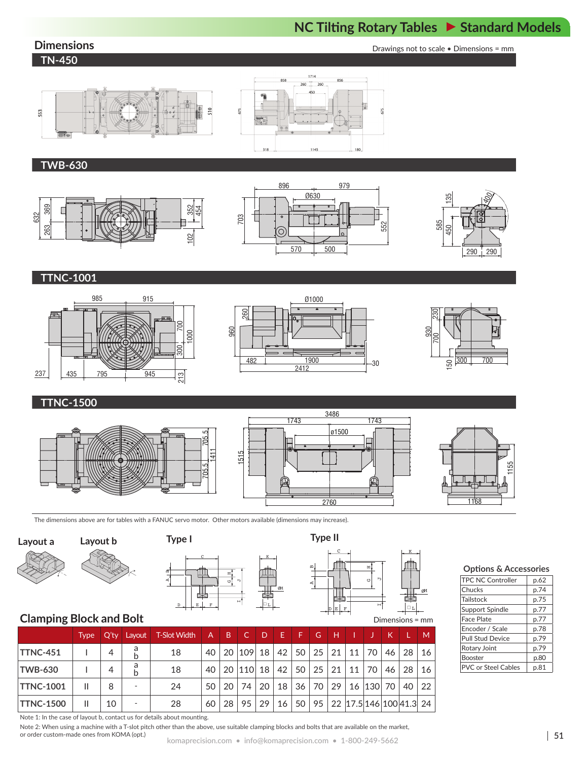# NC Tilting Rotary Tables ▶ Standard Models

## Dimensions

Drawings not to scale • Dimensions = mm

### TN-450

553
510
1714
858
856
260
260
450
675
675
318
1145
180

### TWB-630

632
369
263
352
454
102
896
979
Ø630
703
552
570
500
135
400
585
450
290
290

### TTNC-1001

985
915
700
1000
300
237
435
795
945
213
Ø1000
260
960
482
1900
2412
30
230
930
700
150
300
700

### TTNC-1500

705.5
1411
705.5
3486
1743
1743
ø1500
1515
2760
1155
1168

The dimensions above are for tables with a FANUC servo motor. Other motors available (dimensions may increase).

Layout a

Layout b

Type I

Type II

## Clamping Block and Bolt

Dimensions = mm

| | Type | Q'ty | Layout | T-Slot Width | A | B | C | D | E | F | G | H | I | J | K | L | M |
|---|---|---|---|---|---|---|---|---|---|---|---|---|---|---|---|---|---|
| TTNC-451 | I | 4 | a b | 18 | 40 | 20 | 109 | 18 | 42 | 50 | 25 | 21 | 11 | 70 | 46 | 28 | 16 |
| TWB-630 | I | 4 | a b | 18 | 40 | 20 | 110 | 18 | 42 | 50 | 25 | 21 | 11 | 70 | 46 | 28 | 16 |
| TTNC-1001 | II | 8 | - | 24 | 50 | 20 | 74 | 20 | 18 | 36 | 70 | 29 | 16 | 130 | 70 | 40 | 22 |
| TTNC-1500 | II | 10 | - | 28 | 60 | 28 | 95 | 29 | 16 | 50 | 95 | 22 | 17.5 | 146 | 100 | 41.3 | 24 |

Note 1: In the case of layout b, contact us for details about mounting.

Note 2: When using a machine with a T-slot pitch other than the above, use suitable clamping blocks and bolts that are available on the market, or order custom-made ones from KOMA (opt.)

### Options & Accessories

| | |
|---|---|
| TPC NC Controller | p.62 |
| Chucks | p.74 |
| Tailstock | p.75 |
| Support Spindle | p.77 |
| Face Plate | p.77 |
| Encoder / Scale | p.78 |
| Pull Stud Device | p.79 |
| Rotary Joint | p.79 |
| Booster | p.80 |
| PVC or Steel Cables | p.81 |

komaprecision.com • info@komaprecision.com • 1-800-249-5662